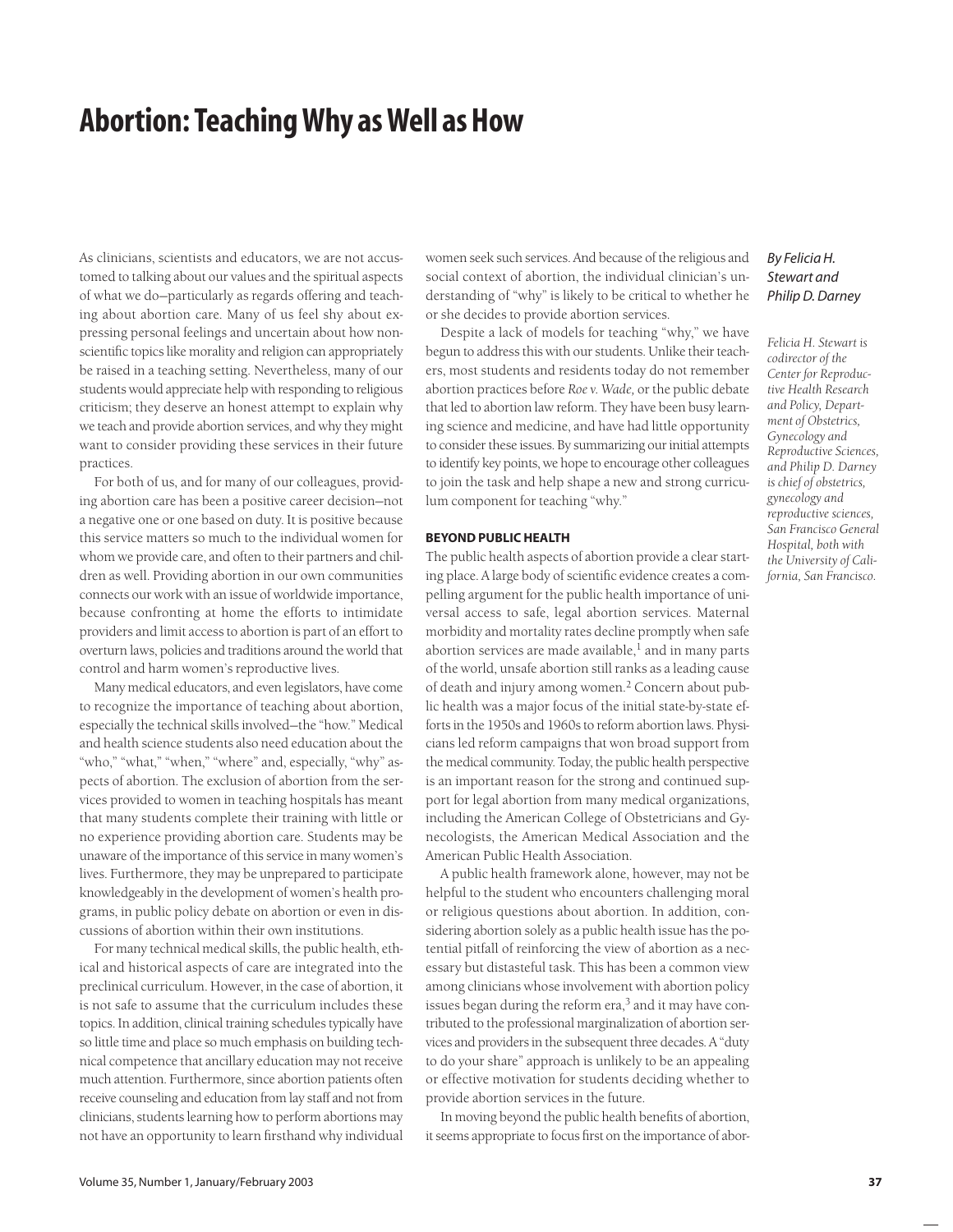# Abortion: Teaching Why as Well as How

*By Felicia H. Stewart and Philip D. Darney*

*Felicia H. Stewart is codirector of the Center for Reproductive Health Research and Policy, Department of Obstetrics, Gynecology and Reproductive Sciences, and Philip D. Darney is chief of obstetrics, gynecology and reproductive sciences, San Francisco General Hospital, both with the University of California, San Francisco.*

As clinicians, scientists and educators, we are not accustomed to talking about our values and the spiritual aspects of what we do—particularly as regards offering and teaching about abortion care. Many of us feel shy about expressing personal feelings and uncertain about how nonscientific topics like morality and religion can appropriately be raised in a teaching setting. Nevertheless, many of our students would appreciate help with responding to religious criticism; they deserve an honest attempt to explain why we teach and provide abortion services, and why they might want to consider providing these services in their future practices.

For both of us, and for many of our colleagues, providing abortion care has been a positive career decision—not a negative one or one based on duty. It is positive because this service matters so much to the individual women for whom we provide care, and often to their partners and children as well. Providing abortion in our own communities connects our work with an issue of worldwide importance, because confronting at home the efforts to intimidate providers and limit access to abortion is part of an effort to overturn laws, policies and traditions around the world that control and harm women's reproductive lives.

Many medical educators, and even legislators, have come to recognize the importance of teaching about abortion, especially the technical skills involved—the "how." Medical and health science students also need education about the "who," "what," "when," "where" and, especially, "why" aspects of abortion. The exclusion of abortion from the services provided to women in teaching hospitals has meant that many students complete their training with little or no experience providing abortion care. Students may be unaware of the importance of this service in many women's lives. Furthermore, they may be unprepared to participate knowledgeably in the development of women's health programs, in public policy debate on abortion or even in discussions of abortion within their own institutions.

For many technical medical skills, the public health, ethical and historical aspects of care are integrated into the preclinical curriculum. However, in the case of abortion, it is not safe to assume that the curriculum includes these topics. In addition, clinical training schedules typically have so little time and place so much emphasis on building technical competence that ancillary education may not receive much attention. Furthermore, since abortion patients often receive counseling and education from lay staff and not from clinicians, students learning how to perform abortions may not have an opportunity to learn firsthand why individual women seek such services. And because of the religious and social context of abortion, the individual clinician's understanding of "why" is likely to be critical to whether he or she decides to provide abortion services.

Despite a lack of models for teaching "why," we have begun to address this with our students. Unlike their teachers, most students and residents today do not remember abortion practices before *Roe v. Wade,* or the public debate that led to abortion law reform. They have been busy learning science and medicine, and have had little opportunity to consider these issues. By summarizing our initial attempts to identify key points, we hope to encourage other colleagues to join the task and help shape a new and strong curriculum component for teaching "why."

## BEYOND PUBLIC HEALTH

The public health aspects of abortion provide a clear starting place. A large body of scientific evidence creates a compelling argument for the public health importance of universal access to safe, legal abortion services. Maternal morbidity and mortality rates decline promptly when safe abortion services are made available,[1] and in many parts of the world, unsafe abortion still ranks as a leading cause of death and injury among women.[2] Concern about public health was a major focus of the initial state-by-state efforts in the 1950s and 1960s to reform abortion laws. Physicians led reform campaigns that won broad support from the medical community. Today, the public health perspective is an important reason for the strong and continued support for legal abortion from many medical organizations, including the American College of Obstetricians and Gynecologists, the American Medical Association and the American Public Health Association.

A public health framework alone, however, may not be helpful to the student who encounters challenging moral or religious questions about abortion. In addition, considering abortion solely as a public health issue has the potential pitfall of reinforcing the view of abortion as a necessary but distasteful task. This has been a common view among clinicians whose involvement with abortion policy issues began during the reform era,[3] and it may have contributed to the professional marginalization of abortion services and providers in the subsequent three decades. A "duty to do your share" approach is unlikely to be an appealing or effective motivation for students deciding whether to provide abortion services in the future.

In moving beyond the public health benefits of abortion, it seems appropriate to focus first on the importance of abor-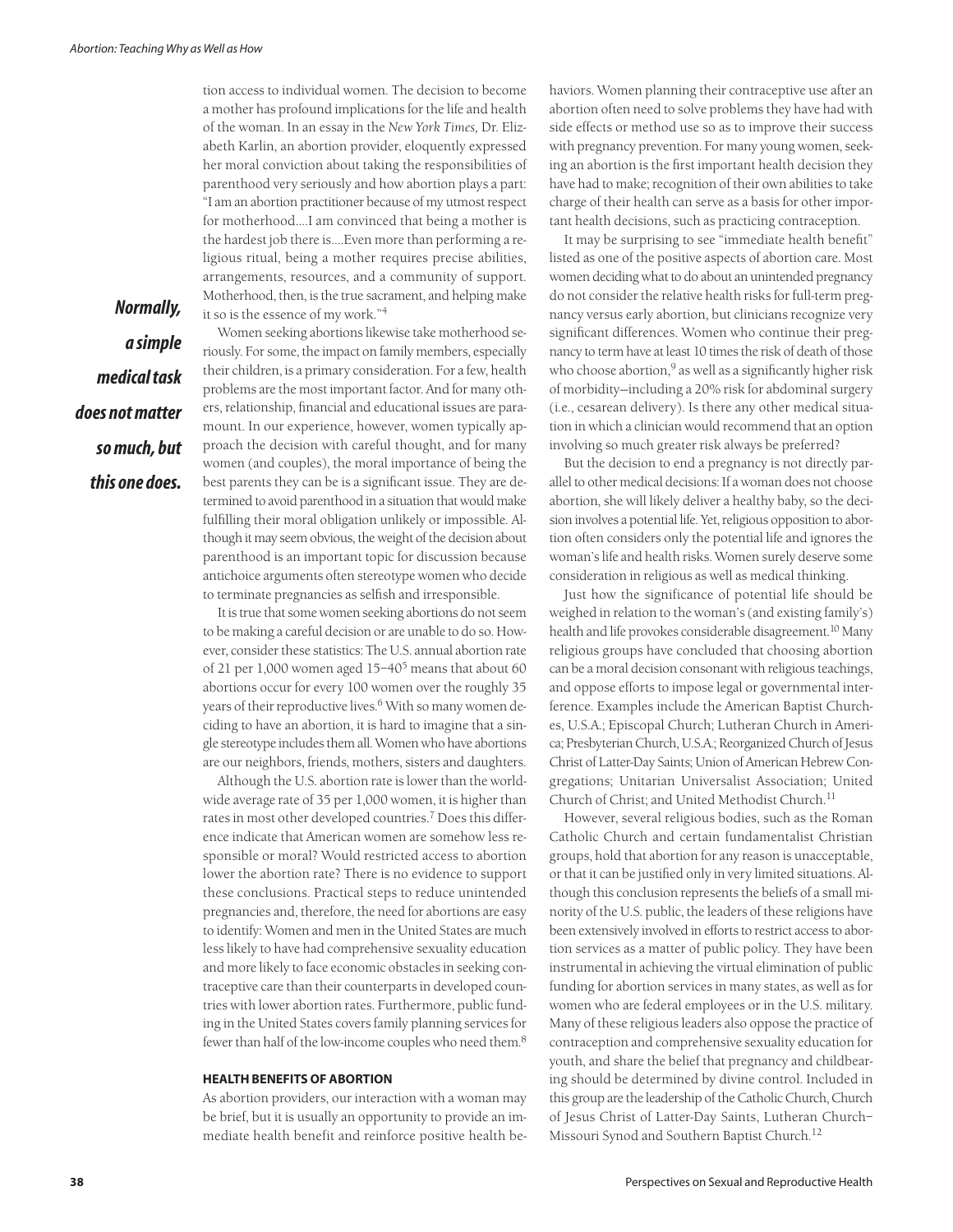tion access to individual women. The decision to become a mother has profound implications for the life and health of the woman. In an essay in the *New York Times,* Dr. Elizabeth Karlin, an abortion provider, eloquently expressed her moral conviction about taking the responsibilities of parenthood very seriously and how abortion plays a part: "I am an abortion practitioner because of my utmost respect for motherhood....I am convinced that being a mother is the hardest job there is....Even more than performing a religious ritual, being a mother requires precise abilities, arrangements, resources, and a community of support. Motherhood, then, is the true sacrament, and helping make it so is the essence of my work."[4]

***Normally, a simple medical task does not matter so much, but this one does.***

Women seeking abortions likewise take motherhood seriously. For some, the impact on family members, especially their children, is a primary consideration. For a few, health problems are the most important factor. And for many others, relationship, financial and educational issues are paramount. In our experience, however, women typically approach the decision with careful thought, and for many women (and couples), the moral importance of being the best parents they can be is a significant issue. They are determined to avoid parenthood in a situation that would make fulfilling their moral obligation unlikely or impossible. Although it may seem obvious, the weight of the decision about parenthood is an important topic for discussion because antichoice arguments often stereotype women who decide to terminate pregnancies as selfish and irresponsible.

It is true that some women seeking abortions do not seem to be making a careful decision or are unable to do so. However, consider these statistics: The U.S. annual abortion rate of 21 per 1,000 women aged 15–40[5] means that about 60 abortions occur for every 100 women over the roughly 35 years of their reproductive lives.[6] With so many women deciding to have an abortion, it is hard to imagine that a single stereotype includes them all. Women who have abortions are our neighbors, friends, mothers, sisters and daughters.

Although the U.S. abortion rate is lower than the worldwide average rate of 35 per 1,000 women, it is higher than rates in most other developed countries.[7] Does this difference indicate that American women are somehow less responsible or moral? Would restricted access to abortion lower the abortion rate? There is no evidence to support these conclusions. Practical steps to reduce unintended pregnancies and, therefore, the need for abortions are easy to identify: Women and men in the United States are much less likely to have had comprehensive sexuality education and more likely to face economic obstacles in seeking contraceptive care than their counterparts in developed countries with lower abortion rates. Furthermore, public funding in the United States covers family planning services for fewer than half of the low-income couples who need them.[8]

### HEALTH BENEFITS OF ABORTION

As abortion providers, our interaction with a woman may be brief, but it is usually an opportunity to provide an immediate health benefit and reinforce positive health behaviors. Women planning their contraceptive use after an abortion often need to solve problems they have had with side effects or method use so as to improve their success with pregnancy prevention. For many young women, seeking an abortion is the first important health decision they have had to make; recognition of their own abilities to take charge of their health can serve as a basis for other important health decisions, such as practicing contraception.

It may be surprising to see "immediate health benefit" listed as one of the positive aspects of abortion care. Most women deciding what to do about an unintended pregnancy do not consider the relative health risks for full-term pregnancy versus early abortion, but clinicians recognize very significant differences. Women who continue their pregnancy to term have at least 10 times the risk of death of those who choose abortion,[9] as well as a significantly higher risk of morbidity—including a 20% risk for abdominal surgery (i.e., cesarean delivery). Is there any other medical situation in which a clinician would recommend that an option involving so much greater risk always be preferred?

But the decision to end a pregnancy is not directly parallel to other medical decisions: If a woman does not choose abortion, she will likely deliver a healthy baby, so the decision involves a potential life. Yet, religious opposition to abortion often considers only the potential life and ignores the woman's life and health risks. Women surely deserve some consideration in religious as well as medical thinking.

Just how the significance of potential life should be weighed in relation to the woman's (and existing family's) health and life provokes considerable disagreement.[10] Many religious groups have concluded that choosing abortion can be a moral decision consonant with religious teachings, and oppose efforts to impose legal or governmental interference. Examples include the American Baptist Churches, U.S.A.; Episcopal Church; Lutheran Church in America; Presbyterian Church, U.S.A.; Reorganized Church of Jesus Christ of Latter-Day Saints; Union of American Hebrew Congregations; Unitarian Universalist Association; United Church of Christ; and United Methodist Church.[11]

However, several religious bodies, such as the Roman Catholic Church and certain fundamentalist Christian groups, hold that abortion for any reason is unacceptable, or that it can be justified only in very limited situations. Although this conclusion represents the beliefs of a small minority of the U.S. public, the leaders of these religions have been extensively involved in efforts to restrict access to abortion services as a matter of public policy. They have been instrumental in achieving the virtual elimination of public funding for abortion services in many states, as well as for women who are federal employees or in the U.S. military. Many of these religious leaders also oppose the practice of contraception and comprehensive sexuality education for youth, and share the belief that pregnancy and childbearing should be determined by divine control. Included in this group are the leadership of the Catholic Church, Church of Jesus Christ of Latter-Day Saints, Lutheran Church–Missouri Synod and Southern Baptist Church.[12]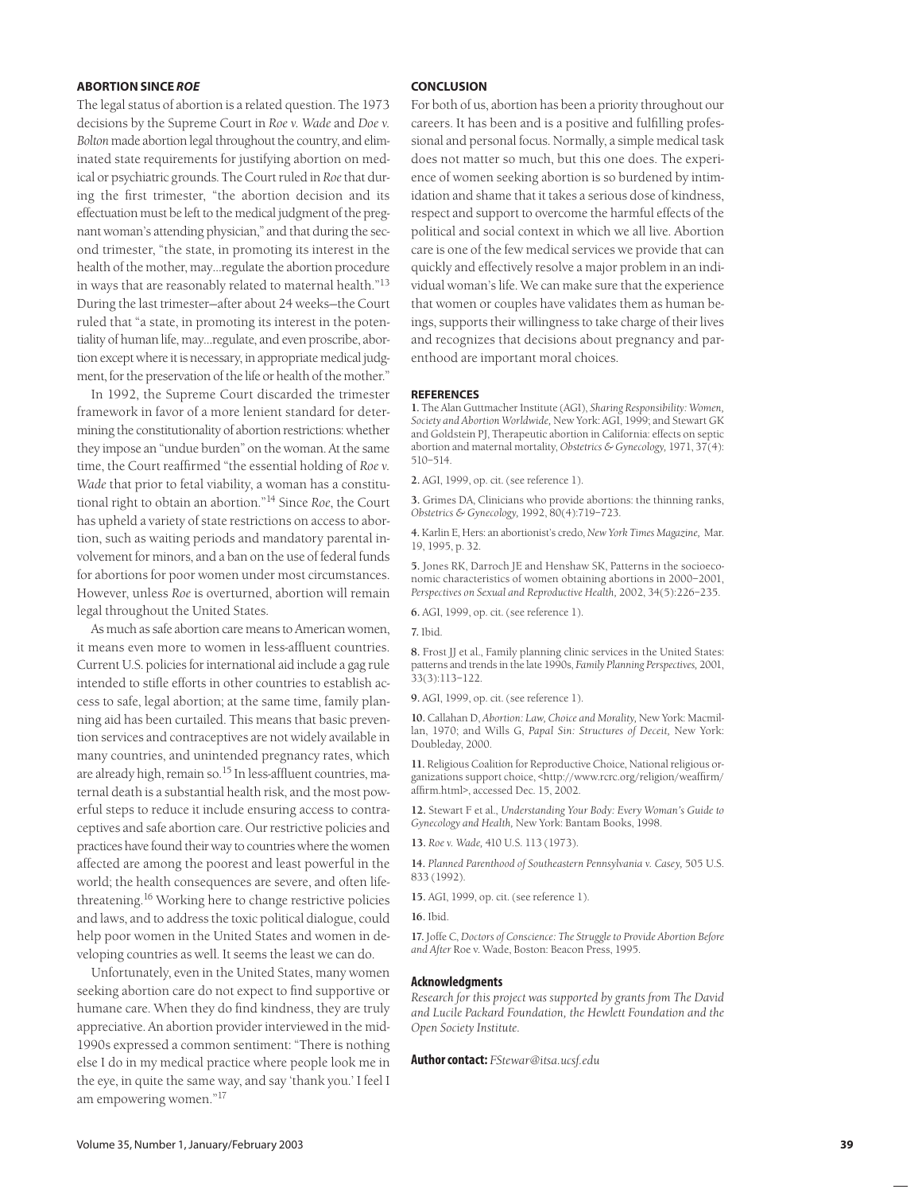### ABORTION SINCE *ROE*

The legal status of abortion is a related question. The 1973 decisions by the Supreme Court in *Roe v. Wade* and *Doe v. Bolton* made abortion legal throughout the country, and eliminated state requirements for justifying abortion on medical or psychiatric grounds. The Court ruled in *Roe* that during the first trimester, "the abortion decision and its effectuation must be left to the medical judgment of the pregnant woman's attending physician," and that during the second trimester, "the state, in promoting its interest in the health of the mother, may...regulate the abortion procedure in ways that are reasonably related to maternal health."[13] During the last trimester—after about 24 weeks—the Court ruled that "a state, in promoting its interest in the potentiality of human life, may...regulate, and even proscribe, abortion except where it is necessary, in appropriate medical judgment, for the preservation of the life or health of the mother."

In 1992, the Supreme Court discarded the trimester framework in favor of a more lenient standard for determining the constitutionality of abortion restrictions: whether they impose an "undue burden" on the woman. At the same time, the Court reaffirmed "the essential holding of *Roe v. Wade* that prior to fetal viability, a woman has a constitutional right to obtain an abortion."[14] Since *Roe*, the Court has upheld a variety of state restrictions on access to abortion, such as waiting periods and mandatory parental involvement for minors, and a ban on the use of federal funds for abortions for poor women under most circumstances. However, unless *Roe* is overturned, abortion will remain legal throughout the United States.

As much as safe abortion care means to American women, it means even more to women in less-affluent countries. Current U.S. policies for international aid include a gag rule intended to stifle efforts in other countries to establish access to safe, legal abortion; at the same time, family planning aid has been curtailed. This means that basic prevention services and contraceptives are not widely available in many countries, and unintended pregnancy rates, which are already high, remain so.[15] In less-affluent countries, maternal death is a substantial health risk, and the most powerful steps to reduce it include ensuring access to contraceptives and safe abortion care. Our restrictive policies and practices have found their way to countries where the women affected are among the poorest and least powerful in the world; the health consequences are severe, and often life-threatening.[16] Working here to change restrictive policies and laws, and to address the toxic political dialogue, could help poor women in the United States and women in developing countries as well. It seems the least we can do.

Unfortunately, even in the United States, many women seeking abortion care do not expect to find supportive or humane care. When they do find kindness, they are truly appreciative. An abortion provider interviewed in the mid-1990s expressed a common sentiment: "There is nothing else I do in my medical practice where people look me in the eye, in quite the same way, and say 'thank you.' I feel I am empowering women."[17]

### CONCLUSION

For both of us, abortion has been a priority throughout our careers. It has been and is a positive and fulfilling professional and personal focus. Normally, a simple medical task does not matter so much, but this one does. The experience of women seeking abortion is so burdened by intimidation and shame that it takes a serious dose of kindness, respect and support to overcome the harmful effects of the political and social context in which we all live. Abortion care is one of the few medical services we provide that can quickly and effectively resolve a major problem in an individual woman's life. We can make sure that the experience that women or couples have validates them as human beings, supports their willingness to take charge of their lives and recognizes that decisions about pregnancy and parenthood are important moral choices.

### REFERENCES

**1.** The Alan Guttmacher Institute (AGI), *Sharing Responsibility: Women, Society and Abortion Worldwide,* New York: AGI, 1999; and Stewart GK and Goldstein PJ, Therapeutic abortion in California: effects on septic abortion and maternal mortality, *Obstetrics & Gynecology,* 1971, 37(4): 510–514.

**2.** AGI, 1999, op. cit. (see reference 1).

**3.** Grimes DA, Clinicians who provide abortions: the thinning ranks, *Obstetrics & Gynecology,* 1992, 80(4):719–723.

**4.** Karlin E, Hers: an abortionist's credo, *New York Times Magazine,* Mar. 19, 1995, p. 32.

**5.** Jones RK, Darroch JE and Henshaw SK, Patterns in the socioeconomic characteristics of women obtaining abortions in 2000–2001, *Perspectives on Sexual and Reproductive Health,* 2002, 34(5):226–235.

**6.** AGI, 1999, op. cit. (see reference 1).

**7.** Ibid.

**8.** Frost JJ et al., Family planning clinic services in the United States: patterns and trends in the late 1990s, *Family Planning Perspectives,* 2001, 33(3):113–122.

**9.** AGI, 1999, op. cit. (see reference 1).

**10.** Callahan D, *Abortion: Law, Choice and Morality,* New York: Macmillan, 1970; and Wills G, *Papal Sin: Structures of Deceit,* New York: Doubleday, 2000.

**11.** Religious Coalition for Reproductive Choice, National religious organizations support choice, <http://www.rcrc.org/religion/weaffirm/affirm.html>, accessed Dec. 15, 2002.

**12.** Stewart F et al., *Understanding Your Body: Every Woman's Guide to Gynecology and Health,* New York: Bantam Books, 1998.

**13.** *Roe v. Wade,* 410 U.S. 113 (1973).

**14.** *Planned Parenthood of Southeastern Pennsylvania v. Casey,* 505 U.S. 833 (1992).

**15.** AGI, 1999, op. cit. (see reference 1).

**16.** Ibid.

**17.** Joffe C, *Doctors of Conscience: The Struggle to Provide Abortion Before and After* Roe v. Wade, Boston: Beacon Press, 1995.

#### Acknowledgments

*Research for this project was supported by grants from The David and Lucile Packard Foundation, the Hewlett Foundation and the Open Society Institute.*

**Author contact:** *FStewar@itsa.ucsf.edu*